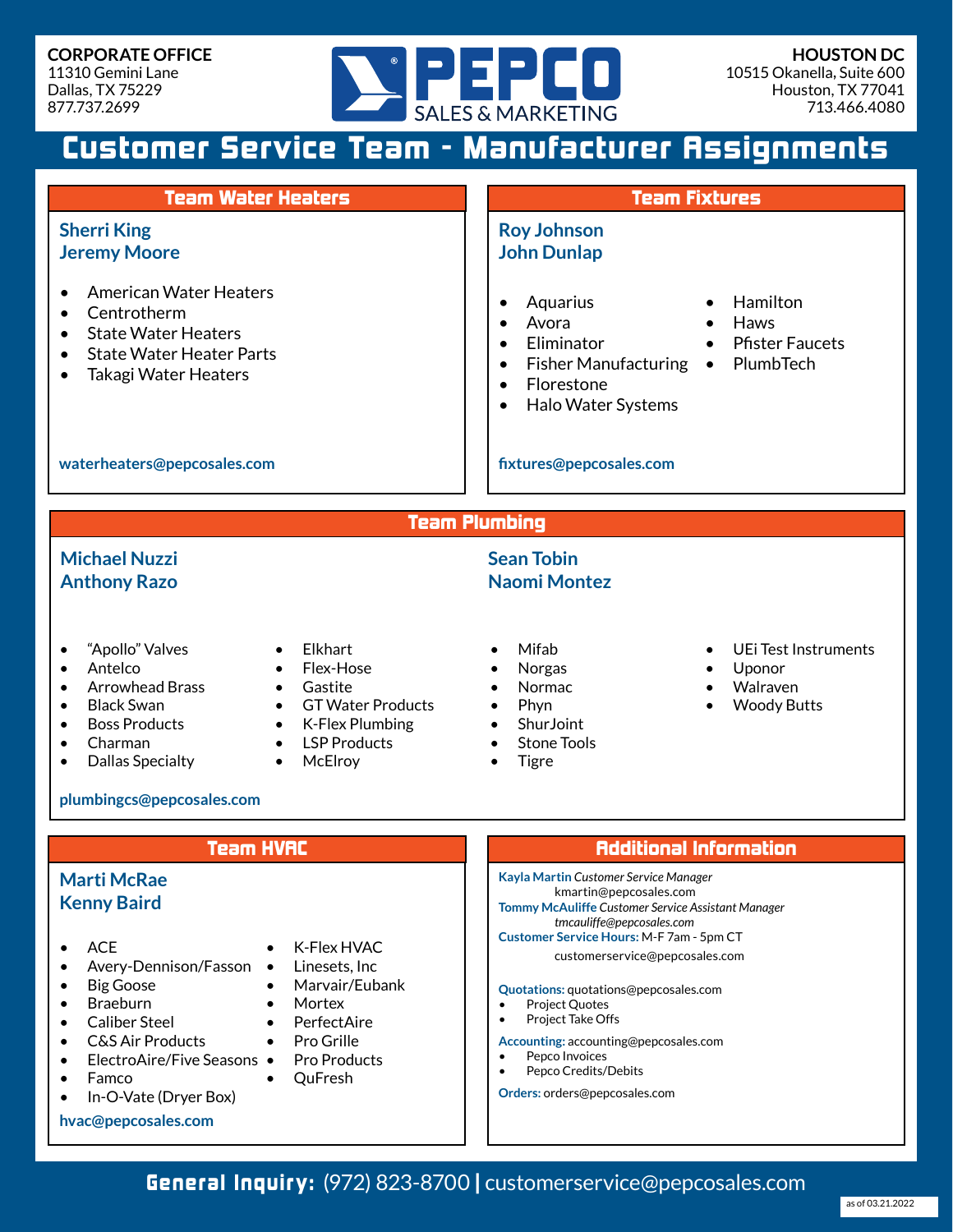**CORPORATE OFFICE**
11310 Gemini Lane
Dallas, TX 75229
877.737.2699

**PEPCO SALES & MARKETING**

**HOUSTON DC**
10515 Okanella, Suite 600
Houston, TX 77041
713.466.4080

# Customer Service Team - Manufacturer Assignments

## Team Water Heaters

**Sherri King**
**Jeremy Moore**

- American Water Heaters
- Centrotherm
- State Water Heaters
- State Water Heater Parts
- Takagi Water Heaters

**waterheaters@pepcosales.com**

## Team Fixtures

**Roy Johnson**
**John Dunlap**

- Aquarius
- Avora
- Eliminator
- Fisher Manufacturing
- Florestone
- Halo Water Systems
- Hamilton
- Haws
- Pfister Faucets
- PlumbTech

**fixtures@pepcosales.com**

## Team Plumbing

**Michael Nuzzi**
**Anthony Razo**

- "Apollo" Valves
- Antelco
- Arrowhead Brass
- Black Swan
- Boss Products
- Charman
- Dallas Specialty
- Elkhart
- Flex-Hose
- Gastite
- GT Water Products
- K-Flex Plumbing
- LSP Products
- McElroy

**Sean Tobin**
**Naomi Montez**

- Mifab
- Norgas
- Normac
- Phyn
- ShurJoint
- Stone Tools
- Tigre
- UEi Test Instruments
- Uponor
- Walraven
- Woody Butts

**plumbingcs@pepcosales.com**

## Team HVAC

**Marti McRae**
**Kenny Baird**

- ACE
- Avery-Dennison/Fasson
- Big Goose
- Braeburn
- Caliber Steel
- C&S Air Products
- ElectroAire/Five Seasons
- Famco
- In-O-Vate (Dryer Box)
- K-Flex HVAC
- Linesets, Inc
- Marvair/Eubank
- Mortex
- PerfectAire
- Pro Grille
- Pro Products
- QuFresh

**hvac@pepcosales.com**

## Additional Information

**Kayla Martin** *Customer Service Manager*
kmartin@pepcosales.com

**Tommy McAuliffe** *Customer Service Assistant Manager*
*tmcauliffe@pepcosales.com*

**Customer Service Hours:** M-F 7am - 5pm CT
customerservice@pepcosales.com

**Quotations:** quotations@pepcosales.com
- Project Quotes
- Project Take Offs

**Accounting:** accounting@pepcosales.com
- Pepco Invoices
- Pepco Credits/Debits

**Orders:** orders@pepcosales.com

**General Inquiry:** (972) 823-8700 | customerservice@pepcosales.com

as of 03.21.2022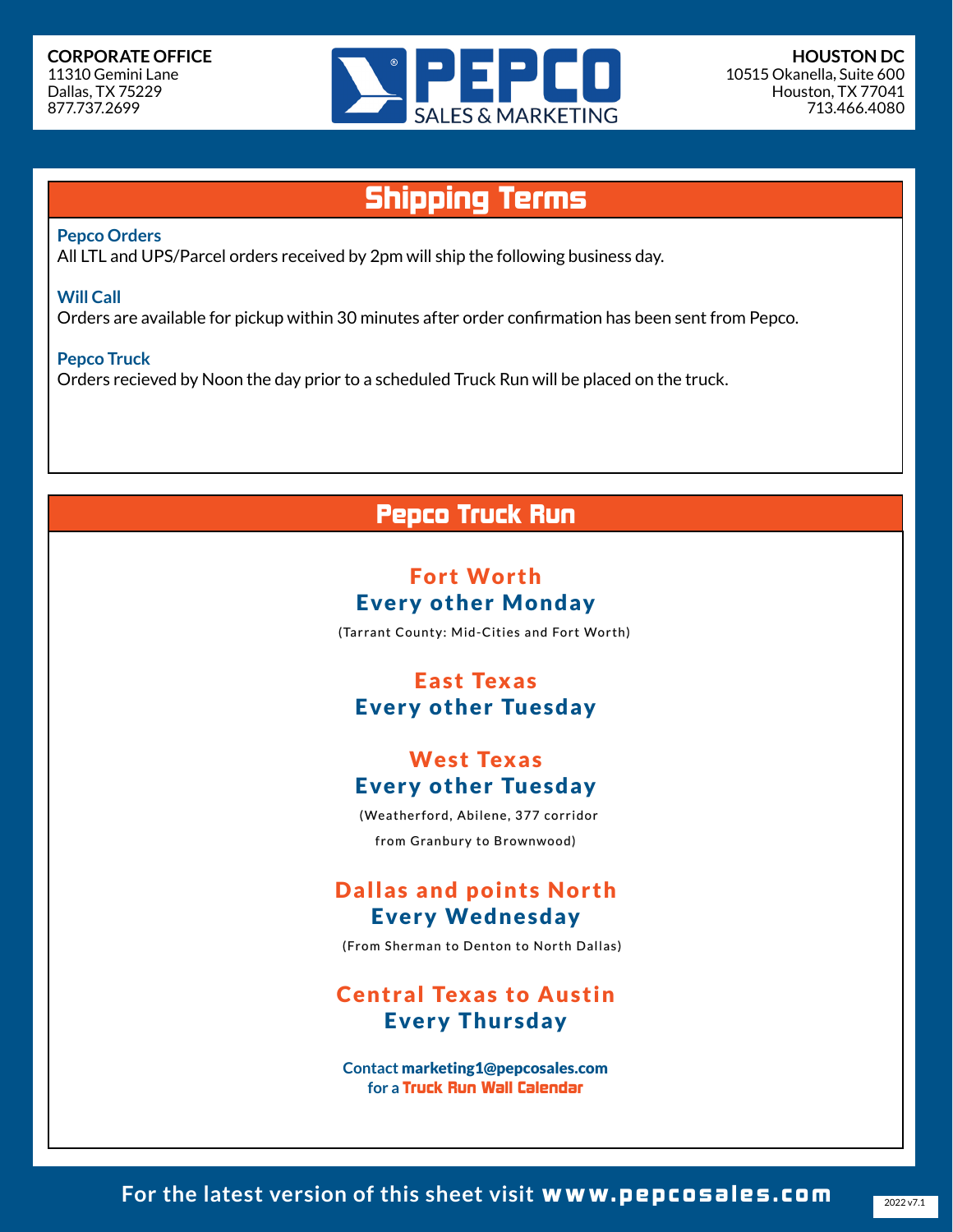**CORPORATE OFFICE**
11310 Gemini Lane
Dallas, TX 75229
877.737.2699

PEPCO®
SALES & MARKETING

**HOUSTON DC**
10515 Okanella, Suite 600
Houston, TX 77041
713.466.4080

## Shipping Terms

**Pepco Orders**
All LTL and UPS/Parcel orders received by 2pm will ship the following business day.

**Will Call**
Orders are available for pickup within 30 minutes after order confirmation has been sent from Pepco.

**Pepco Truck**
Orders recieved by Noon the day prior to a scheduled Truck Run will be placed on the truck.

## Pepco Truck Run

**Fort Worth**
**Every other Monday**
(Tarrant County: Mid-Cities and Fort Worth)

**East Texas**
**Every other Tuesday**

**West Texas**
**Every other Tuesday**
(Weatherford, Abilene, 377 corridor
from Granbury to Brownwood)

**Dallas and points North**
**Every Wednesday**
(From Sherman to Denton to North Dallas)

**Central Texas to Austin**
**Every Thursday**

**Contact marketing1@pepcosales.com**
**for a Truck Run Wall Calendar**

**For the latest version of this sheet visit www.pepcosales.com**

2022 v7.1